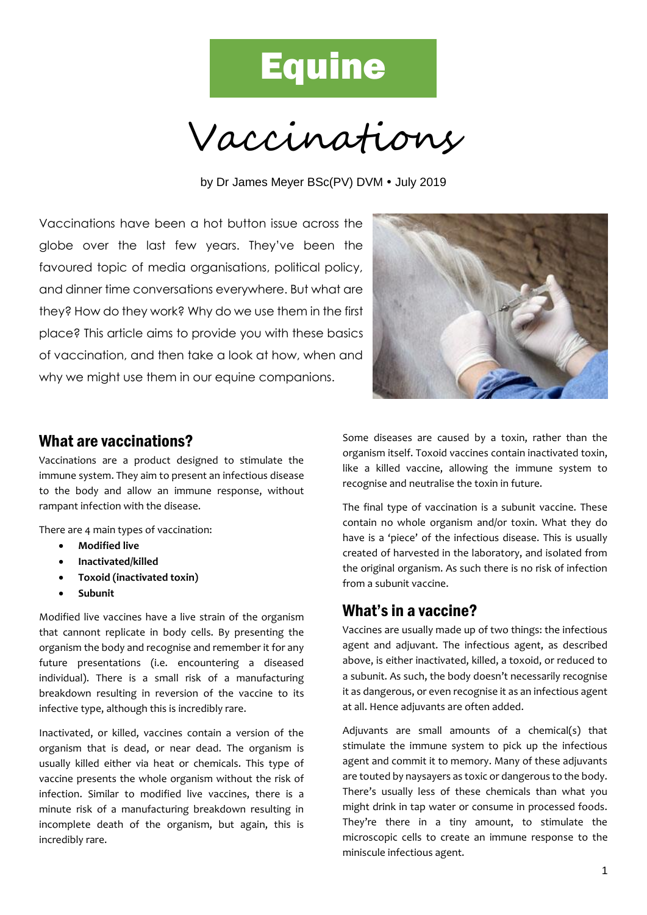# Equine

# Vaccinations

by Dr James Meyer BSc(PV) DVM • July 2019

Vaccinations have been a hot button issue across the globe over the last few years. They've been the favoured topic of media organisations, political policy, and dinner time conversations everywhere. But what are they? How do they work? Why do we use them in the first place? This article aims to provide you with these basics of vaccination, and then take a look at how, when and why we might use them in our equine companions.

## What are vaccinations?

Vaccinations are a product designed to stimulate the immune system. They aim to present an infectious disease to the body and allow an immune response, without rampant infection with the disease.

There are 4 main types of vaccination:

- **Modified live**
- **Inactivated/killed**
- **Toxoid (inactivated toxin)**
- **Subunit**

Modified live vaccines have a live strain of the organism that cannont replicate in body cells. By presenting the organism the body and recognise and remember it for any future presentations (i.e. encountering a diseased individual). There is a small risk of a manufacturing breakdown resulting in reversion of the vaccine to its infective type, although this is incredibly rare.

Inactivated, or killed, vaccines contain a version of the organism that is dead, or near dead. The organism is usually killed either via heat or chemicals. This type of vaccine presents the whole organism without the risk of infection. Similar to modified live vaccines, there is a minute risk of a manufacturing breakdown resulting in incomplete death of the organism, but again, this is incredibly rare.

Some diseases are caused by a toxin, rather than the organism itself. Toxoid vaccines contain inactivated toxin, like a killed vaccine, allowing the immune system to recognise and neutralise the toxin in future.

The final type of vaccination is a subunit vaccine. These contain no whole organism and/or toxin. What they do have is a 'piece' of the infectious disease. This is usually created of harvested in the laboratory, and isolated from the original organism. As such there is no risk of infection from a subunit vaccine.

## What's in a vaccine?

Vaccines are usually made up of two things: the infectious agent and adjuvant. The infectious agent, as described above, is either inactivated, killed, a toxoid, or reduced to a subunit. As such, the body doesn't necessarily recognise it as dangerous, or even recognise it as an infectious agent at all. Hence adjuvants are often added.

Adjuvants are small amounts of a chemical(s) that stimulate the immune system to pick up the infectious agent and commit it to memory. Many of these adjuvants are touted by naysayers as toxic or dangerous to the body. There's usually less of these chemicals than what you might drink in tap water or consume in processed foods. They're there in a tiny amount, to stimulate the microscopic cells to create an immune response to the miniscule infectious agent.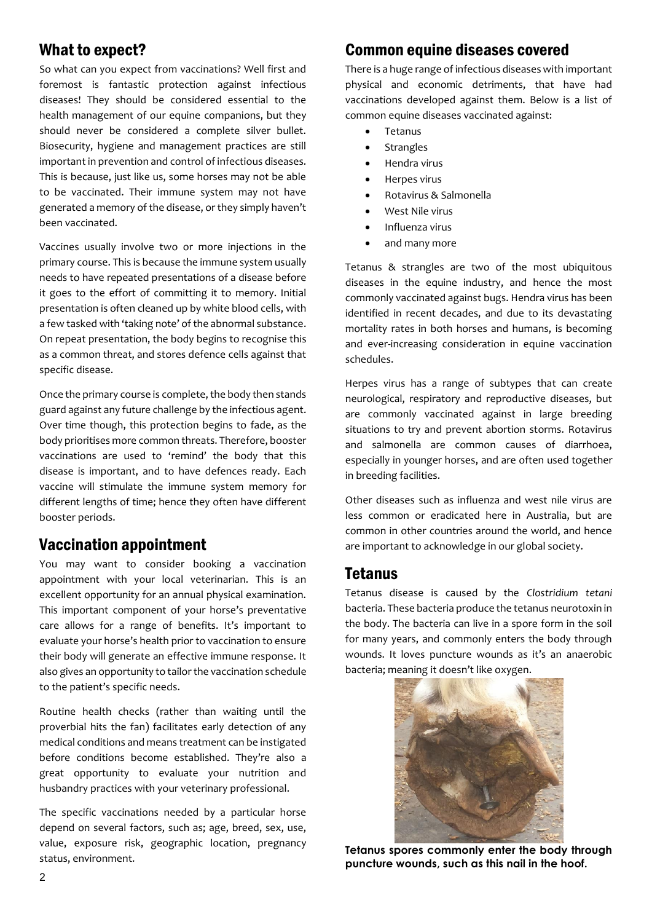## What to expect?

So what can you expect from vaccinations? Well first and foremost is fantastic protection against infectious diseases! They should be considered essential to the health management of our equine companions, but they should never be considered a complete silver bullet. Biosecurity, hygiene and management practices are still important in prevention and control of infectious diseases. This is because, just like us, some horses may not be able to be vaccinated. Their immune system may not have generated a memory of the disease, or they simply haven't been vaccinated.

Vaccines usually involve two or more injections in the primary course. This is because the immune system usually needs to have repeated presentations of a disease before it goes to the effort of committing it to memory. Initial presentation is often cleaned up by white blood cells, with a few tasked with 'taking note' of the abnormal substance. On repeat presentation, the body begins to recognise this as a common threat, and stores defence cells against that specific disease.

Once the primary course is complete, the body then stands guard against any future challenge by the infectious agent. Over time though, this protection begins to fade, as the body prioritises more common threats. Therefore, booster vaccinations are used to 'remind' the body that this disease is important, and to have defences ready. Each vaccine will stimulate the immune system memory for different lengths of time; hence they often have different booster periods.

## Vaccination appointment

You may want to consider booking a vaccination appointment with your local veterinarian. This is an excellent opportunity for an annual physical examination. This important component of your horse's preventative care allows for a range of benefits. It's important to evaluate your horse's health prior to vaccination to ensure their body will generate an effective immune response. It also gives an opportunity to tailor the vaccination schedule to the patient's specific needs.

Routine health checks (rather than waiting until the proverbial hits the fan) facilitates early detection of any medical conditions and means treatment can be instigated before conditions become established. They're also a great opportunity to evaluate your nutrition and husbandry practices with your veterinary professional.

The specific vaccinations needed by a particular horse depend on several factors, such as; age, breed, sex, use, value, exposure risk, geographic location, pregnancy status, environment.

## Common equine diseases covered

There is a huge range of infectious diseases with important physical and economic detriments, that have had vaccinations developed against them. Below is a list of common equine diseases vaccinated against:

- Tetanus
- Strangles
- Hendra virus
- Herpes virus
- Rotavirus & Salmonella
- West Nile virus
- Influenza virus
- and many more

Tetanus & strangles are two of the most ubiquitous diseases in the equine industry, and hence the most commonly vaccinated against bugs. Hendra virus has been identified in recent decades, and due to its devastating mortality rates in both horses and humans, is becoming and ever-increasing consideration in equine vaccination schedules.

Herpes virus has a range of subtypes that can create neurological, respiratory and reproductive diseases, but are commonly vaccinated against in large breeding situations to try and prevent abortion storms. Rotavirus and salmonella are common causes of diarrhoea, especially in younger horses, and are often used together in breeding facilities.

Other diseases such as influenza and west nile virus are less common or eradicated here in Australia, but are common in other countries around the world, and hence are important to acknowledge in our global society.

## Tetanus

Tetanus disease is caused by the *Clostridium tetani* bacteria. These bacteria produce the tetanus neurotoxin in the body. The bacteria can live in a spore form in the soil for many years, and commonly enters the body through wounds. It loves puncture wounds as it's an anaerobic bacteria; meaning it doesn't like oxygen.

**Tetanus spores commonly enter the body through puncture wounds, such as this nail in the hoof.**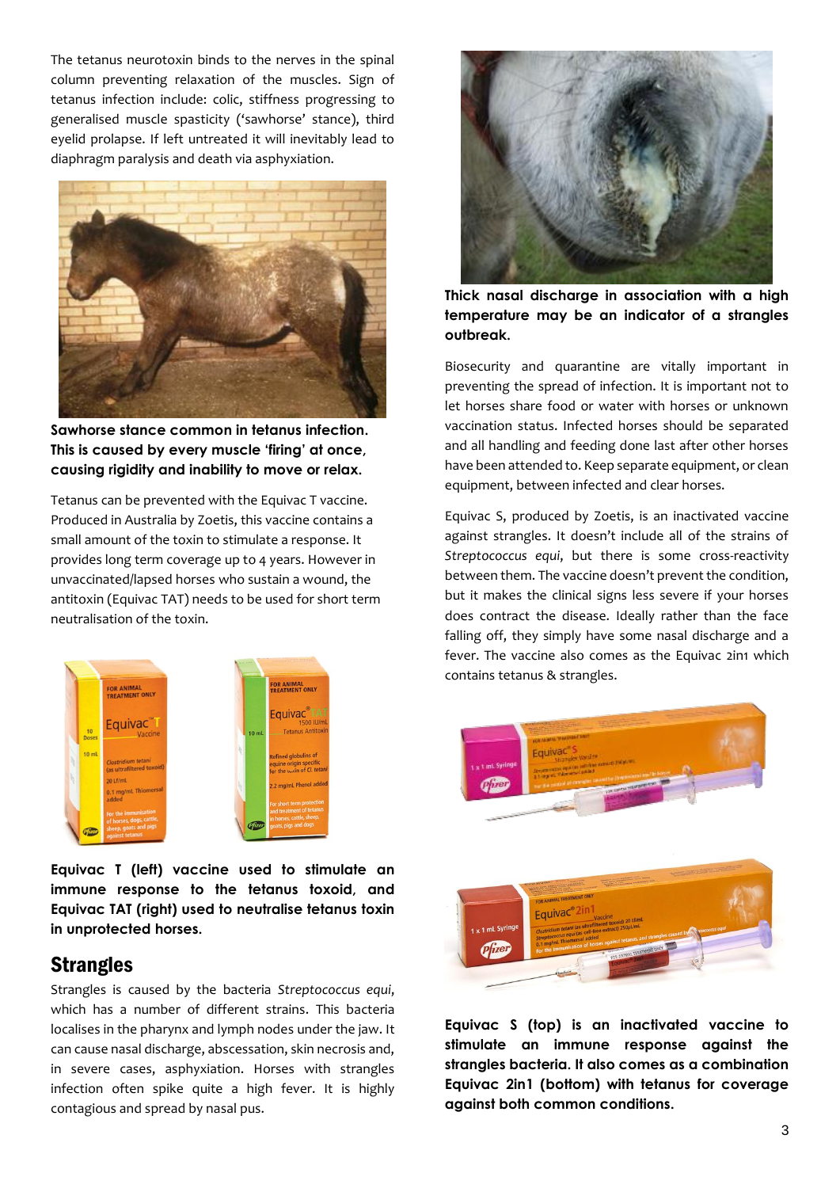The tetanus neurotoxin binds to the nerves in the spinal column preventing relaxation of the muscles. Sign of tetanus infection include: colic, stiffness progressing to generalised muscle spasticity ('sawhorse' stance), third eyelid prolapse. If left untreated it will inevitably lead to diaphragm paralysis and death via asphyxiation.

**Sawhorse stance common in tetanus infection. This is caused by every muscle 'firing' at once, causing rigidity and inability to move or relax.**

Tetanus can be prevented with the Equivac T vaccine. Produced in Australia by Zoetis, this vaccine contains a small amount of the toxin to stimulate a response. It provides long term coverage up to 4 years. However in unvaccinated/lapsed horses who sustain a wound, the antitoxin (Equivac TAT) needs to be used for short term neutralisation of the toxin.

**Equivac T (left) vaccine used to stimulate an immune response to the tetanus toxoid, and Equivac TAT (right) used to neutralise tetanus toxin in unprotected horses.**

## Strangles

Strangles is caused by the bacteria *Streptococcus equi*, which has a number of different strains. This bacteria localises in the pharynx and lymph nodes under the jaw. It can cause nasal discharge, abscessation, skin necrosis and, in severe cases, asphyxiation. Horses with strangles infection often spike quite a high fever. It is highly contagious and spread by nasal pus.

**Thick nasal discharge in association with a high temperature may be an indicator of a strangles outbreak.**

Biosecurity and quarantine are vitally important in preventing the spread of infection. It is important not to let horses share food or water with horses or unknown vaccination status. Infected horses should be separated and all handling and feeding done last after other horses have been attended to. Keep separate equipment, or clean equipment, between infected and clear horses.

Equivac S, produced by Zoetis, is an inactivated vaccine against strangles. It doesn't include all of the strains of *Streptococcus equi*, but there is some cross-reactivity between them. The vaccine doesn't prevent the condition, but it makes the clinical signs less severe if your horses does contract the disease. Ideally rather than the face falling off, they simply have some nasal discharge and a fever. The vaccine also comes as the Equivac 2in1 which contains tetanus & strangles.

**Equivac S (top) is an inactivated vaccine to stimulate an immune response against the strangles bacteria. It also comes as a combination Equivac 2in1 (bottom) with tetanus for coverage against both common conditions.**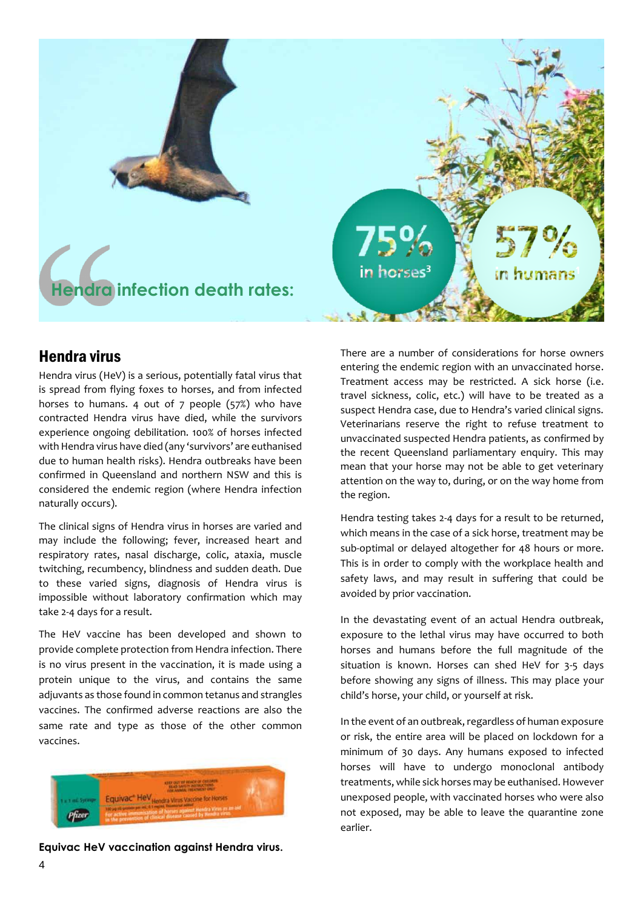Hendra infection death rates:

75% in horses[3]

57% in humans[1]

## Hendra virus

Hendra virus (HeV) is a serious, potentially fatal virus that is spread from flying foxes to horses, and from infected horses to humans. 4 out of 7 people (57%) who have contracted Hendra virus have died, while the survivors experience ongoing debilitation. 100% of horses infected with Hendra virus have died (any 'survivors' are euthanised due to human health risks). Hendra outbreaks have been confirmed in Queensland and northern NSW and this is considered the endemic region (where Hendra infection naturally occurs).

The clinical signs of Hendra virus in horses are varied and may include the following; fever, increased heart and respiratory rates, nasal discharge, colic, ataxia, muscle twitching, recumbency, blindness and sudden death. Due to these varied signs, diagnosis of Hendra virus is impossible without laboratory confirmation which may take 2-4 days for a result.

The HeV vaccine has been developed and shown to provide complete protection from Hendra infection. There is no virus present in the vaccination, it is made using a protein unique to the virus, and contains the same adjuvants as those found in common tetanus and strangles vaccines. The confirmed adverse reactions are also the same rate and type as those of the other common vaccines.

**Equivac HeV vaccination against Hendra virus.**

There are a number of considerations for horse owners entering the endemic region with an unvaccinated horse. Treatment access may be restricted. A sick horse (i.e. travel sickness, colic, etc.) will have to be treated as a suspect Hendra case, due to Hendra's varied clinical signs. Veterinarians reserve the right to refuse treatment to unvaccinated suspected Hendra patients, as confirmed by the recent Queensland parliamentary enquiry. This may mean that your horse may not be able to get veterinary attention on the way to, during, or on the way home from the region.

Hendra testing takes 2-4 days for a result to be returned, which means in the case of a sick horse, treatment may be sub-optimal or delayed altogether for 48 hours or more. This is in order to comply with the workplace health and safety laws, and may result in suffering that could be avoided by prior vaccination.

In the devastating event of an actual Hendra outbreak, exposure to the lethal virus may have occurred to both horses and humans before the full magnitude of the situation is known. Horses can shed HeV for 3-5 days before showing any signs of illness. This may place your child's horse, your child, or yourself at risk.

In the event of an outbreak, regardless of human exposure or risk, the entire area will be placed on lockdown for a minimum of 30 days. Any humans exposed to infected horses will have to undergo monoclonal antibody treatments, while sick horses may be euthanised. However unexposed people, with vaccinated horses who were also not exposed, may be able to leave the quarantine zone earlier.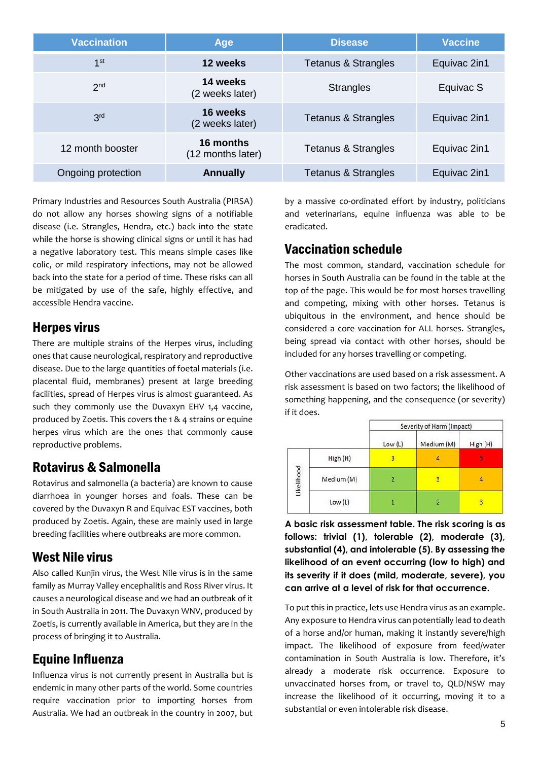| Vaccination | Age | Disease | Vaccine |
|---|---|---|---|
| 1st | **12 weeks** | Tetanus & Strangles | Equivac 2in1 |
| 2nd | **14 weeks** (2 weeks later) | Strangles | Equivac S |
| 3rd | **16 weeks** (2 weeks later) | Tetanus & Strangles | Equivac 2in1 |
| 12 month booster | **16 months** (12 months later) | Tetanus & Strangles | Equivac 2in1 |
| Ongoing protection | **Annually** | Tetanus & Strangles | Equivac 2in1 |

Primary Industries and Resources South Australia (PIRSA) do not allow any horses showing signs of a notifiable disease (i.e. Strangles, Hendra, etc.) back into the state while the horse is showing clinical signs or until it has had a negative laboratory test. This means simple cases like colic, or mild respiratory infections, may not be allowed back into the state for a period of time. These risks can all be mitigated by use of the safe, highly effective, and accessible Hendra vaccine.

## Herpes virus

There are multiple strains of the Herpes virus, including ones that cause neurological, respiratory and reproductive disease. Due to the large quantities of foetal materials (i.e. placental fluid, membranes) present at large breeding facilities, spread of Herpes virus is almost guaranteed. As such they commonly use the Duvaxyn EHV 1,4 vaccine, produced by Zoetis. This covers the 1 & 4 strains or equine herpes virus which are the ones that commonly cause reproductive problems.

## Rotavirus & Salmonella

Rotavirus and salmonella (a bacteria) are known to cause diarrhoea in younger horses and foals. These can be covered by the Duvaxyn R and Equivac EST vaccines, both produced by Zoetis. Again, these are mainly used in large breeding facilities where outbreaks are more common.

## West Nile virus

Also called Kunjin virus, the West Nile virus is in the same family as Murray Valley encephalitis and Ross River virus. It causes a neurological disease and we had an outbreak of it in South Australia in 2011. The Duvaxyn WNV, produced by Zoetis, is currently available in America, but they are in the process of bringing it to Australia.

## Equine Influenza

Influenza virus is not currently present in Australia but is endemic in many other parts of the world. Some countries require vaccination prior to importing horses from Australia. We had an outbreak in the country in 2007, but by a massive co-ordinated effort by industry, politicians and veterinarians, equine influenza was able to be eradicated.

## Vaccination schedule

The most common, standard, vaccination schedule for horses in South Australia can be found in the table at the top of the page. This would be for most horses travelling and competing, mixing with other horses. Tetanus is ubiquitous in the environment, and hence should be considered a core vaccination for ALL horses. Strangles, being spread via contact with other horses, should be included for any horses travelling or competing.

Other vaccinations are used based on a risk assessment. A risk assessment is based on two factors; the likelihood of something happening, and the consequence (or severity) if it does.

| | | Severity of Harm (Impact) | | |
|---|---|---|---|---|
| | | Low (L) | Medium (M) | High (H) |
| Likelihood | High (H) | 3 | 4 | 5 |
| | Medium (M) | 2 | 3 | 4 |
| | Low (L) | 1 | 2 | 3 |

**A basic risk assessment table. The risk scoring is as follows: trivial (1), tolerable (2), moderate (3), substantial (4), and intolerable (5). By assessing the likelihood of an event occurring (low to high) and its severity if it does (mild, moderate, severe), you can arrive at a level of risk for that occurrence.**

To put this in practice, lets use Hendra virus as an example. Any exposure to Hendra virus can potentially lead to death of a horse and/or human, making it instantly severe/high impact. The likelihood of exposure from feed/water contamination in South Australia is low. Therefore, it's already a moderate risk occurrence. Exposure to unvaccinated horses from, or travel to, QLD/NSW may increase the likelihood of it occurring, moving it to a substantial or even intolerable risk disease.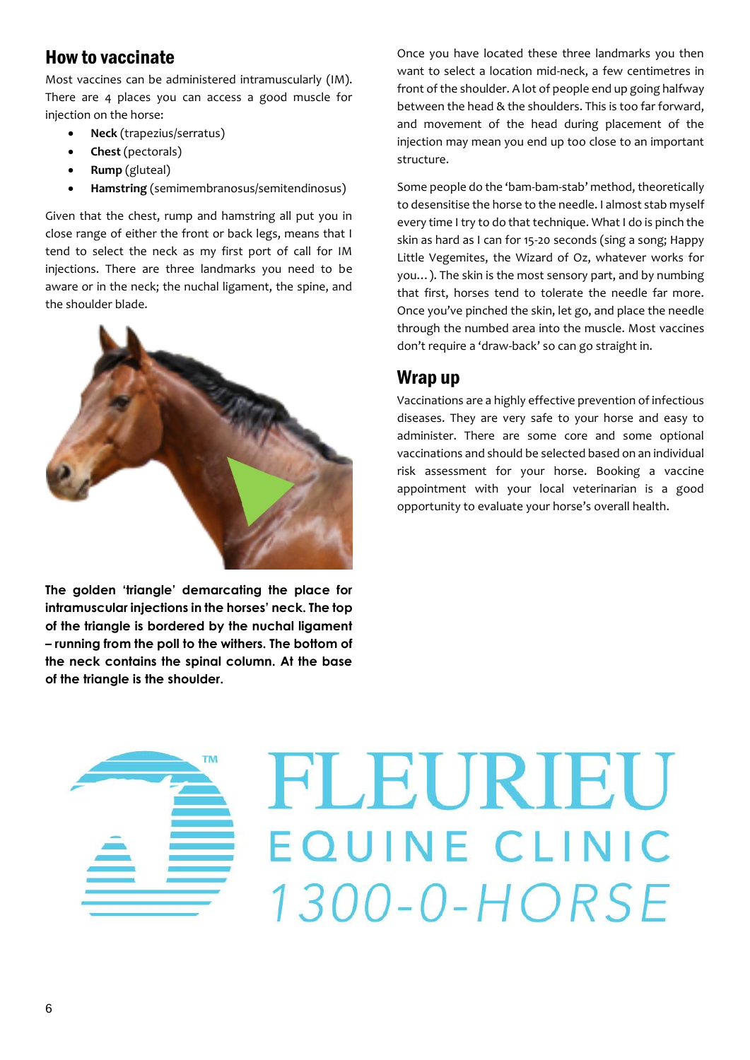## How to vaccinate

Most vaccines can be administered intramuscularly (IM). There are 4 places you can access a good muscle for injection on the horse:

- **Neck** (trapezius/serratus)
- **Chest** (pectorals)
- **Rump** (gluteal)
- **Hamstring** (semimembranosus/semitendinosus)

Given that the chest, rump and hamstring all put you in close range of either the front or back legs, means that I tend to select the neck as my first port of call for IM injections. There are three landmarks you need to be aware or in the neck; the nuchal ligament, the spine, and the shoulder blade.

**The golden 'triangle' demarcating the place for intramuscular injections in the horses' neck. The top of the triangle is bordered by the nuchal ligament – running from the poll to the withers. The bottom of the neck contains the spinal column. At the base of the triangle is the shoulder.**

Once you have located these three landmarks you then want to select a location mid-neck, a few centimetres in front of the shoulder. A lot of people end up going halfway between the head & the shoulders. This is too far forward, and movement of the head during placement of the injection may mean you end up too close to an important structure.

Some people do the 'bam-bam-stab' method, theoretically to desensitise the horse to the needle. I almost stab myself every time I try to do that technique. What I do is pinch the skin as hard as I can for 15-20 seconds (sing a song; Happy Little Vegemites, the Wizard of Oz, whatever works for you…). The skin is the most sensory part, and by numbing that first, horses tend to tolerate the needle far more. Once you've pinched the skin, let go, and place the needle through the numbed area into the muscle. Most vaccines don't require a 'draw-back' so can go straight in.

## Wrap up

Vaccinations are a highly effective prevention of infectious diseases. They are very safe to your horse and easy to administer. There are some core and some optional vaccinations and should be selected based on an individual risk assessment for your horse. Booking a vaccine appointment with your local veterinarian is a good opportunity to evaluate your horse's overall health.

FLEURIEU
EQUINE CLINIC
1300-0-HORSE